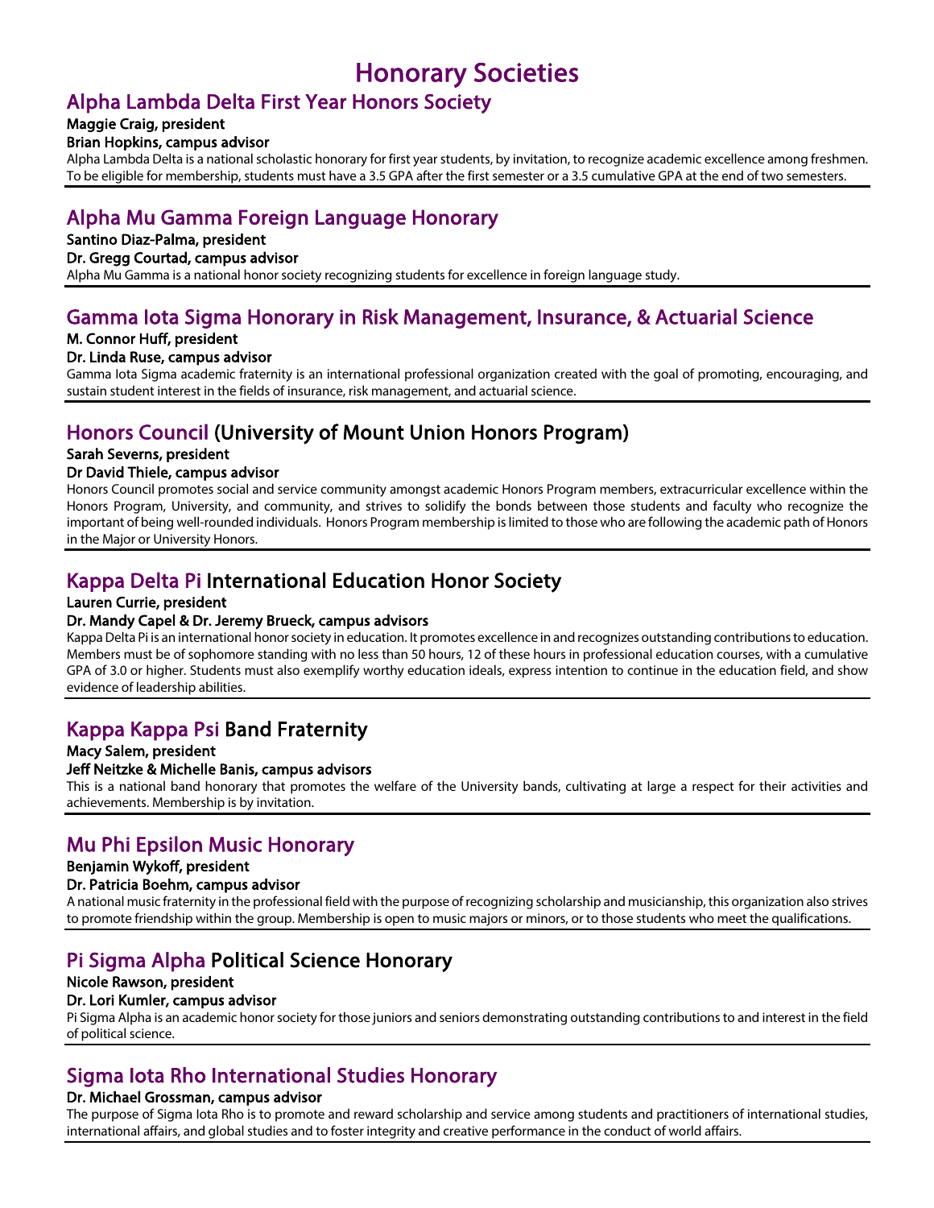# Honorary Societies

## Alpha Lambda Delta First Year Honors Society

**Maggie Craig, president**

**Brian Hopkins, campus advisor**

Alpha Lambda Delta is a national scholastic honorary for first year students, by invitation, to recognize academic excellence among freshmen. To be eligible for membership, students must have a 3.5 GPA after the first semester or a 3.5 cumulative GPA at the end of two semesters.

## Alpha Mu Gamma Foreign Language Honorary

**Santino Diaz-Palma, president**

**Dr. Gregg Courtad, campus advisor**

Alpha Mu Gamma is a national honor society recognizing students for excellence in foreign language study.

## Gamma Iota Sigma Honorary in Risk Management, Insurance, & Actuarial Science

**M. Connor Huff, president**

**Dr. Linda Ruse, campus advisor**

Gamma Iota Sigma academic fraternity is an international professional organization created with the goal of promoting, encouraging, and sustain student interest in the fields of insurance, risk management, and actuarial science.

## Honors Council (University of Mount Union Honors Program)

**Sarah Severns, president**

**Dr David Thiele, campus advisor**

Honors Council promotes social and service community amongst academic Honors Program members, extracurricular excellence within the Honors Program, University, and community, and strives to solidify the bonds between those students and faculty who recognize the important of being well-rounded individuals. Honors Program membership is limited to those who are following the academic path of Honors in the Major or University Honors.

## Kappa Delta Pi International Education Honor Society

**Lauren Currie, president**

**Dr. Mandy Capel & Dr. Jeremy Brueck, campus advisors**

Kappa Delta Pi is an international honor society in education. It promotes excellence in and recognizes outstanding contributions to education. Members must be of sophomore standing with no less than 50 hours, 12 of these hours in professional education courses, with a cumulative GPA of 3.0 or higher. Students must also exemplify worthy education ideals, express intention to continue in the education field, and show evidence of leadership abilities.

## Kappa Kappa Psi Band Fraternity

**Macy Salem, president**

**Jeff Neitzke & Michelle Banis, campus advisors**

This is a national band honorary that promotes the welfare of the University bands, cultivating at large a respect for their activities and achievements. Membership is by invitation.

## Mu Phi Epsilon Music Honorary

**Benjamin Wykoff, president**

**Dr. Patricia Boehm, campus advisor**

A national music fraternity in the professional field with the purpose of recognizing scholarship and musicianship, this organization also strives to promote friendship within the group. Membership is open to music majors or minors, or to those students who meet the qualifications.

## Pi Sigma Alpha Political Science Honorary

**Nicole Rawson, president**

**Dr. Lori Kumler, campus advisor**

Pi Sigma Alpha is an academic honor society for those juniors and seniors demonstrating outstanding contributions to and interest in the field of political science.

## Sigma Iota Rho International Studies Honorary

**Dr. Michael Grossman, campus advisor**

The purpose of Sigma Iota Rho is to promote and reward scholarship and service among students and practitioners of international studies, international affairs, and global studies and to foster integrity and creative performance in the conduct of world affairs.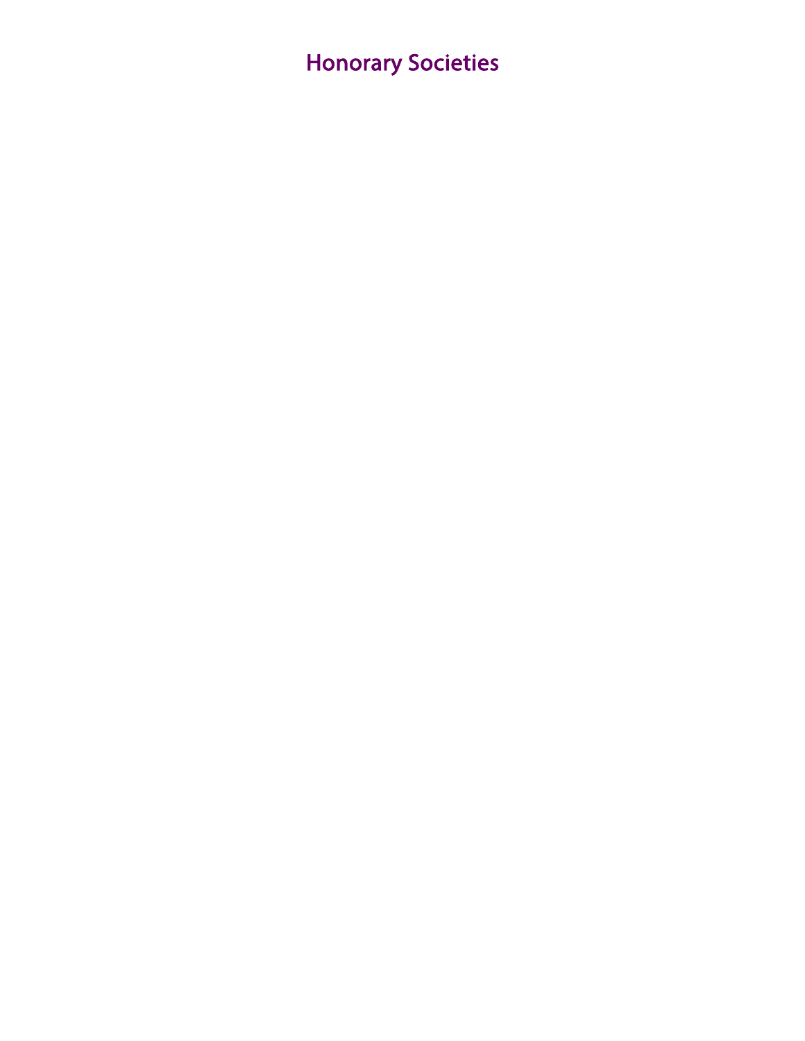## Honorary Societies